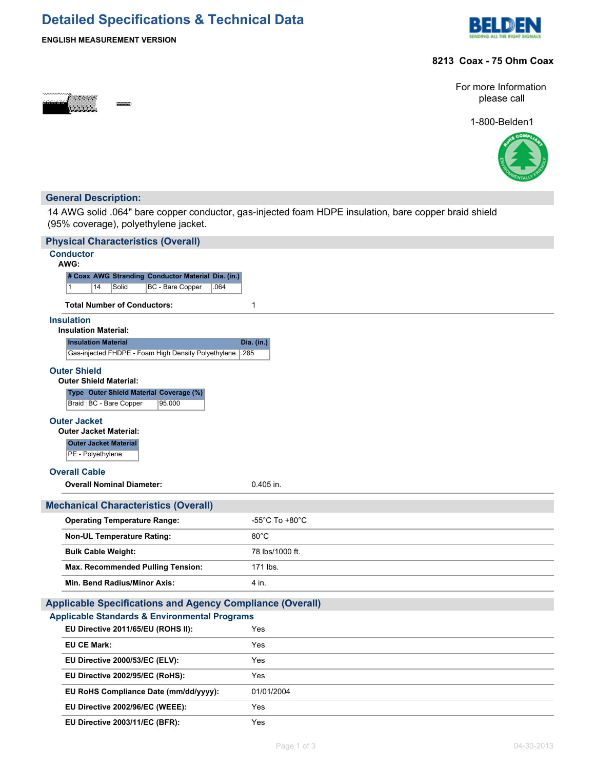# Detailed Specifications & Technical Data

**ENGLISH MEASUREMENT VERSION**

**8213 Coax - 75 Ohm Coax**

For more Information please call

1-800-Belden1

## General Description:

14 AWG solid .064" bare copper conductor, gas-injected foam HDPE insulation, bare copper braid shield (95% coverage), polyethylene jacket.

## Physical Characteristics (Overall)

### Conductor

**AWG:**

| # Coax | AWG | Stranding | Conductor Material | Dia. (in.) |
|---|---|---|---|---|
| 1 | 14 | Solid | BC - Bare Copper | .064 |

**Total Number of Conductors:** 1

### Insulation

**Insulation Material:**

| Insulation Material | Dia. (in.) |
|---|---|
| Gas-injected FHDPE - Foam High Density Polyethylene | .285 |

### Outer Shield

**Outer Shield Material:**

| Type | Outer Shield Material | Coverage (%) |
|---|---|---|
| Braid | BC - Bare Copper | 95.000 |

### Outer Jacket

**Outer Jacket Material:**

| Outer Jacket Material |
|---|
| PE - Polyethylene |

### Overall Cable

**Overall Nominal Diameter:** 0.405 in.

## Mechanical Characteristics (Overall)

| | |
|---|---|
| **Operating Temperature Range:** | -55°C To +80°C |
| **Non-UL Temperature Rating:** | 80°C |
| **Bulk Cable Weight:** | 78 lbs/1000 ft. |
| **Max. Recommended Pulling Tension:** | 171 lbs. |
| **Min. Bend Radius/Minor Axis:** | 4 in. |

## Applicable Specifications and Agency Compliance (Overall)

### Applicable Standards & Environmental Programs

| | |
|---|---|
| **EU Directive 2011/65/EU (ROHS II):** | Yes |
| **EU CE Mark:** | Yes |
| **EU Directive 2000/53/EC (ELV):** | Yes |
| **EU Directive 2002/95/EC (RoHS):** | Yes |
| **EU RoHS Compliance Date (mm/dd/yyyy):** | 01/01/2004 |
| **EU Directive 2002/96/EC (WEEE):** | Yes |
| **EU Directive 2003/11/EC (BFR):** | Yes |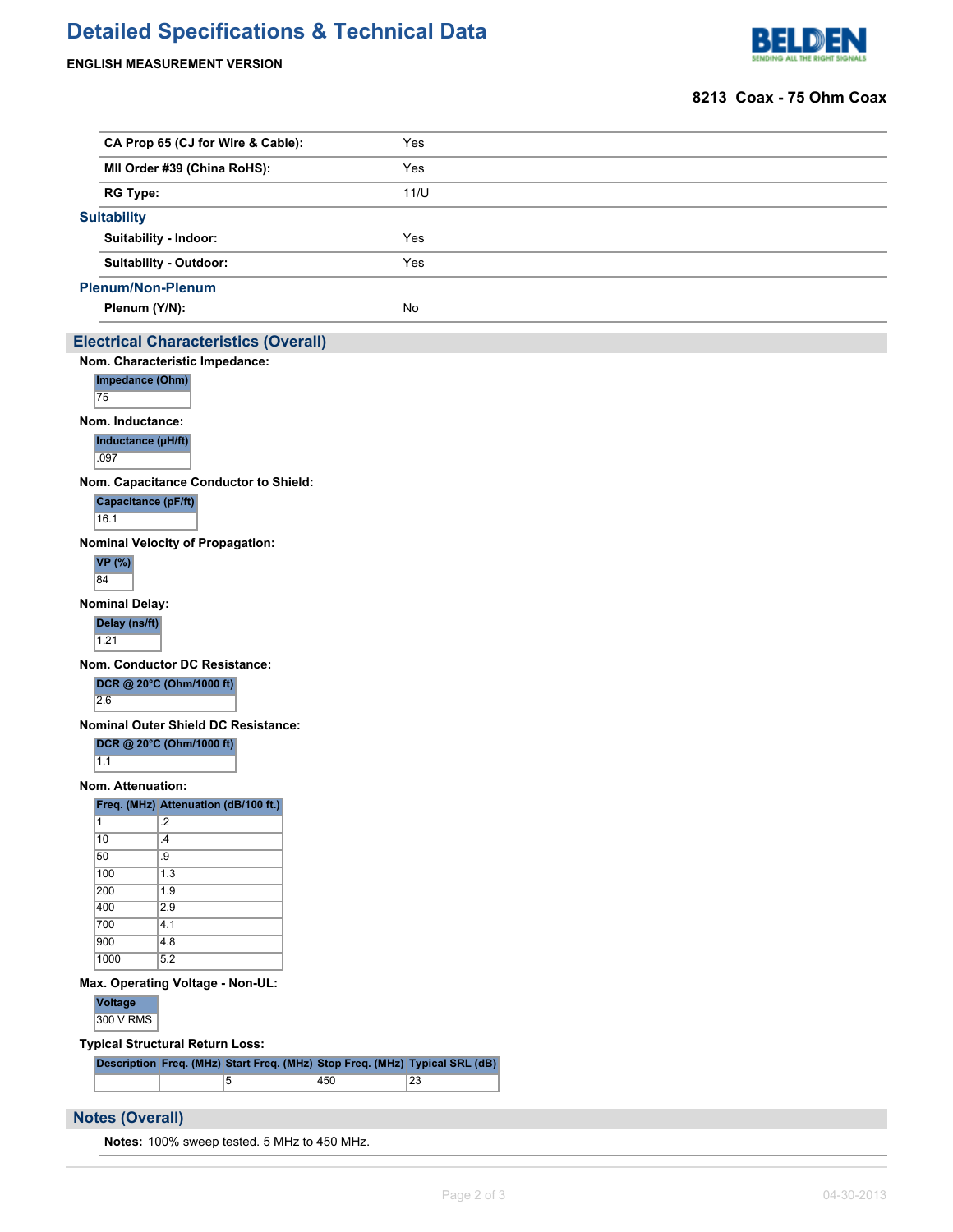# Detailed Specifications & Technical Data

**ENGLISH MEASUREMENT VERSION**

**8213 Coax - 75 Ohm Coax**

| | |
|---|---|
| **CA Prop 65 (CJ for Wire & Cable):** | Yes |
| **MII Order #39 (China RoHS):** | Yes |
| **RG Type:** | 11/U |

### Suitability

| | |
|---|---|
| **Suitability - Indoor:** | Yes |
| **Suitability - Outdoor:** | Yes |

### Plenum/Non-Plenum

| | |
|---|---|
| **Plenum (Y/N):** | No |

## Electrical Characteristics (Overall)

**Nom. Characteristic Impedance:**

| Impedance (Ohm) |
|---|
| 75 |

**Nom. Inductance:**

| Inductance (µH/ft) |
|---|
| .097 |

**Nom. Capacitance Conductor to Shield:**

| Capacitance (pF/ft) |
|---|
| 16.1 |

**Nominal Velocity of Propagation:**

| VP (%) |
|---|
| 84 |

**Nominal Delay:**

| Delay (ns/ft) |
|---|
| 1.21 |

**Nom. Conductor DC Resistance:**

| DCR @ 20°C (Ohm/1000 ft) |
|---|
| 2.6 |

**Nominal Outer Shield DC Resistance:**

| DCR @ 20°C (Ohm/1000 ft) |
|---|
| 1.1 |

**Nom. Attenuation:**

| Freq. (MHz) | Attenuation (dB/100 ft.) |
|---|---|
| 1 | .2 |
| 10 | .4 |
| 50 | .9 |
| 100 | 1.3 |
| 200 | 1.9 |
| 400 | 2.9 |
| 700 | 4.1 |
| 900 | 4.8 |
| 1000 | 5.2 |

**Max. Operating Voltage - Non-UL:**

| Voltage |
|---|
| 300 V RMS |

**Typical Structural Return Loss:**

| Description | Freq. (MHz) | Start Freq. (MHz) | Stop Freq. (MHz) | Typical SRL (dB) |
|---|---|---|---|---|
| | | 5 | 450 | 23 |

## Notes (Overall)

**Notes:** 100% sweep tested. 5 MHz to 450 MHz.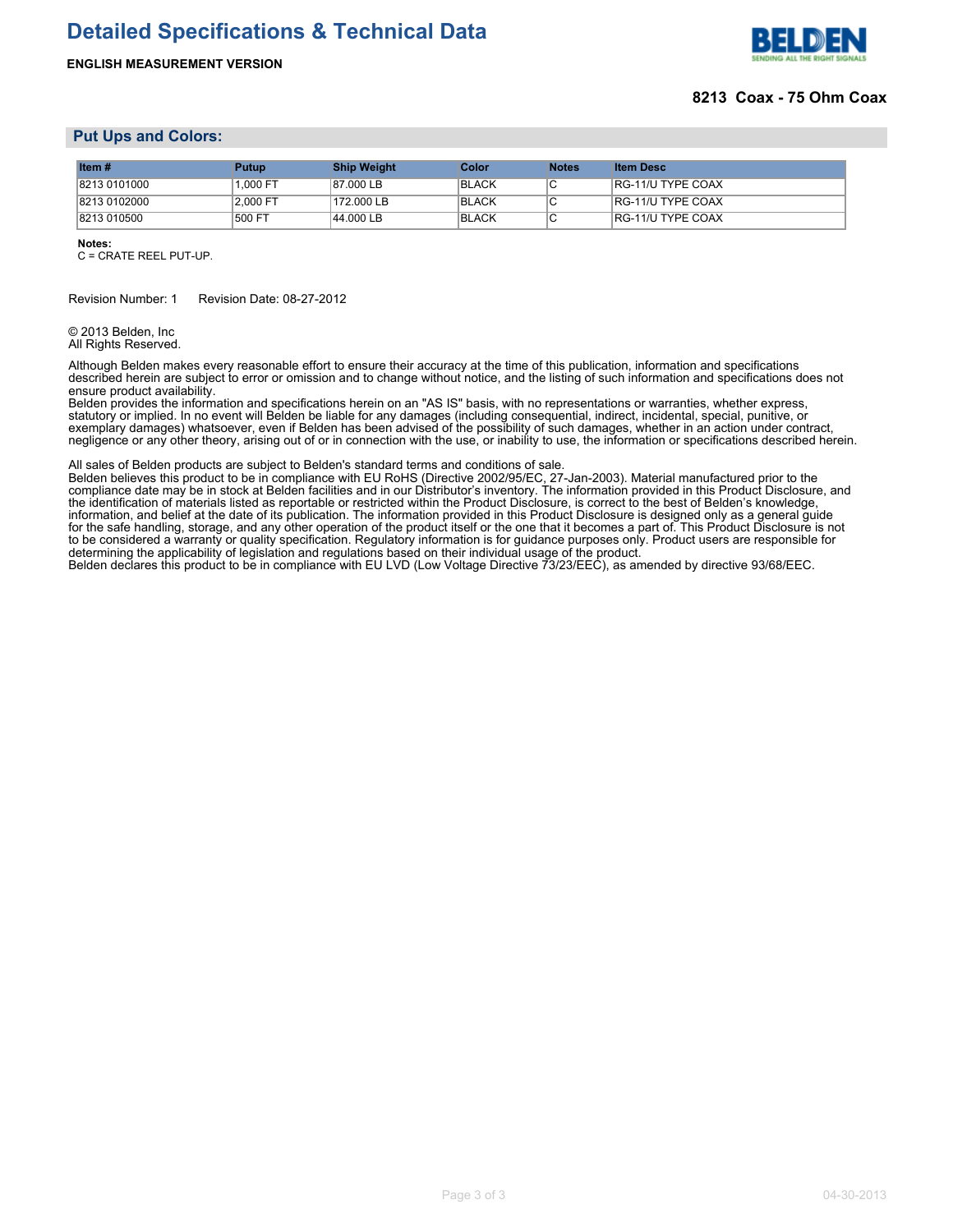# Detailed Specifications & Technical Data

**ENGLISH MEASUREMENT VERSION**

**8213 Coax - 75 Ohm Coax**

## Put Ups and Colors:

| Item # | Putup | Ship Weight | Color | Notes | Item Desc |
|---|---|---|---|---|---|
| 8213 0101000 | 1,000 FT | 87.000 LB | BLACK | C | RG-11/U TYPE COAX |
| 8213 0102000 | 2,000 FT | 172.000 LB | BLACK | C | RG-11/U TYPE COAX |
| 8213 010500 | 500 FT | 44.000 LB | BLACK | C | RG-11/U TYPE COAX |

**Notes:**
C = CRATE REEL PUT-UP.

Revision Number: 1 Revision Date: 08-27-2012

© 2013 Belden, Inc
All Rights Reserved.

Although Belden makes every reasonable effort to ensure their accuracy at the time of this publication, information and specifications described herein are subject to error or omission and to change without notice, and the listing of such information and specifications does not ensure product availability.
Belden provides the information and specifications herein on an "AS IS" basis, with no representations or warranties, whether express, statutory or implied. In no event will Belden be liable for any damages (including consequential, indirect, incidental, special, punitive, or exemplary damages) whatsoever, even if Belden has been advised of the possibility of such damages, whether in an action under contract, negligence or any other theory, arising out of or in connection with the use, or inability to use, the information or specifications described herein.

All sales of Belden products are subject to Belden's standard terms and conditions of sale.
Belden believes this product to be in compliance with EU RoHS (Directive 2002/95/EC, 27-Jan-2003). Material manufactured prior to the compliance date may be in stock at Belden facilities and in our Distributor's inventory. The information provided in this Product Disclosure, and the identification of materials listed as reportable or restricted within the Product Disclosure, is correct to the best of Belden's knowledge, information, and belief at the date of its publication. The information provided in this Product Disclosure is designed only as a general guide for the safe handling, storage, and any other operation of the product itself or the one that it becomes a part of. This Product Disclosure is not to be considered a warranty or quality specification. Regulatory information is for guidance purposes only. Product users are responsible for determining the applicability of legislation and regulations based on their individual usage of the product.
Belden declares this product to be in compliance with EU LVD (Low Voltage Directive 73/23/EEC), as amended by directive 93/68/EEC.